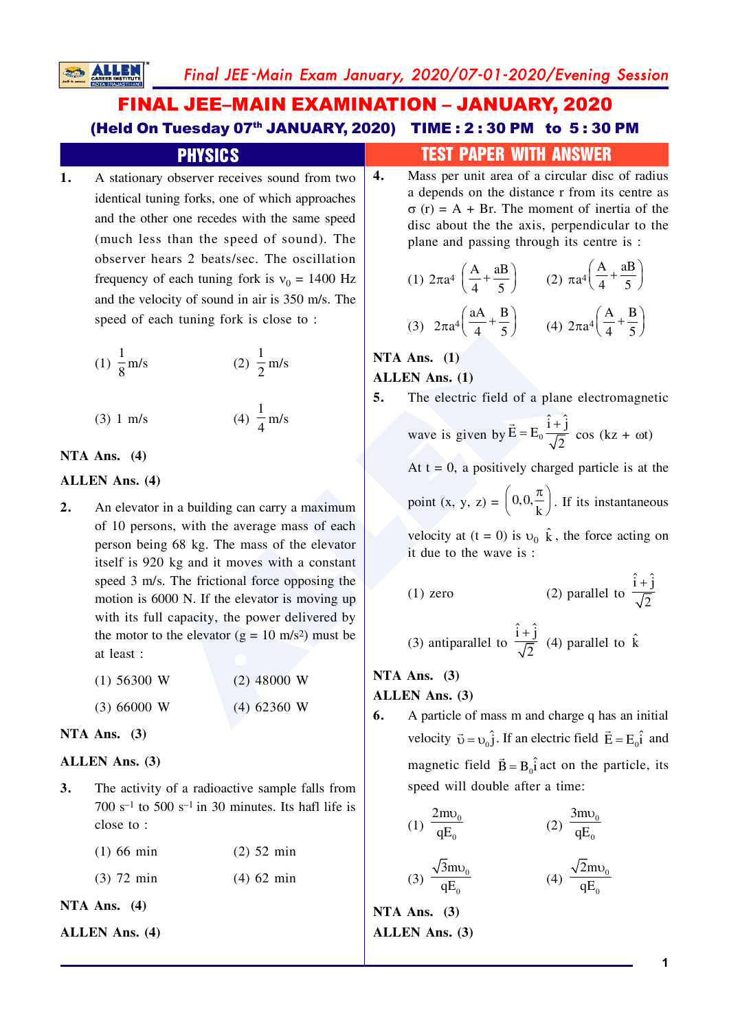# FINAL JEE–MAIN EXAMINATION – JANUARY, 2020

**(Held On Tuesday 07th JANUARY, 2020) TIME : 2 : 30 PM to 5 : 30 PM**

## PHYSICS

## TEST PAPER WITH ANSWER

**1.** A stationary observer receives sound from two identical tuning forks, one of which approaches and the other one recedes with the same speed (much less than the speed of sound). The observer hears 2 beats/sec. The oscillation frequency of each tuning fork is $\nu_0$ = 1400 Hz and the velocity of sound in air is 350 m/s. The speed of each tuning fork is close to :

(1) $\frac{1}{8}$ m/s (2) $\frac{1}{2}$ m/s

(3) 1 m/s (4) $\frac{1}{4}$ m/s

**NTA Ans. (4)**

**ALLEN Ans. (4)**

**2.** An elevator in a building can carry a maximum of 10 persons, with the average mass of each person being 68 kg. The mass of the elevator itself is 920 kg and it moves with a constant speed 3 m/s. The frictional force opposing the motion is 6000 N. If the elevator is moving up with its full capacity, the power delivered by the motor to the elevator (g = 10 m/s²) must be at least :

(1) 56300 W (2) 48000 W

(3) 66000 W (4) 62360 W

**NTA Ans. (3)**

**ALLEN Ans. (3)**

**3.** The activity of a radioactive sample falls from 700 s$^{-1}$ to 500 s$^{-1}$ in 30 minutes. Its hafl life is close to :

(1) 66 min (2) 52 min

(3) 72 min (4) 62 min

**NTA Ans. (4)**

**ALLEN Ans. (4)**

**4.** Mass per unit area of a circular disc of radius a depends on the distance r from its centre as $\sigma$ (r) = A + Br. The moment of inertia of the disc about the the axis, perpendicular to the plane and passing through its centre is :

(1) $2\pi a^4\left(\frac{A}{4}+\frac{aB}{5}\right)$ (2) $\pi a^4\left(\frac{A}{4}+\frac{aB}{5}\right)$

(3) $2\pi a^4\left(\frac{aA}{4}+\frac{B}{5}\right)$ (4) $2\pi a^4\left(\frac{A}{4}+\frac{B}{5}\right)$

**NTA Ans. (1)**

**ALLEN Ans. (1)**

**5.** The electric field of a plane electromagnetic wave is given by $\vec{E}=E_0\frac{\hat{i}+\hat{j}}{\sqrt{2}}$ cos (kz + ωt)

At t = 0, a positively charged particle is at the point (x, y, z) = $\left(0,0,\frac{\pi}{k}\right)$. If its instantaneous velocity at (t = 0) is $\upsilon_0\,\hat{k}$, the force acting on it due to the wave is :

(1) zero (2) parallel to $\frac{\hat{i}+\hat{j}}{\sqrt{2}}$

(3) antiparallel to $\frac{\hat{i}+\hat{j}}{\sqrt{2}}$ (4) parallel to $\hat{k}$

**NTA Ans. (3)**

**ALLEN Ans. (3)**

**6.** A particle of mass m and charge q has an initial velocity $\vec{\upsilon}=\upsilon_0\hat{j}$. If an electric field $\vec{E}=E_0\hat{i}$ and magnetic field $\vec{B}=B_0\hat{i}$ act on the particle, its speed will double after a time:

(1) $\frac{2m\upsilon_0}{qE_0}$ (2) $\frac{3m\upsilon_0}{qE_0}$

(3) $\frac{\sqrt{3}m\upsilon_0}{qE_0}$ (4) $\frac{\sqrt{2}m\upsilon_0}{qE_0}$

**NTA Ans. (3)**

**ALLEN Ans. (3)**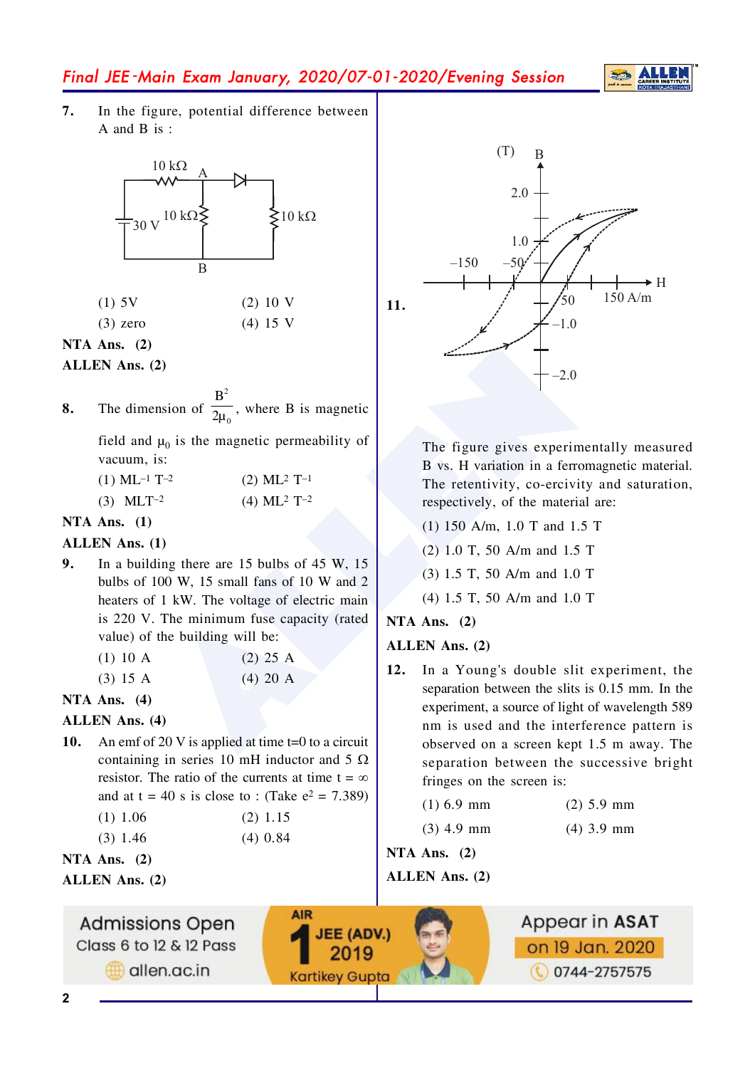**7.** In the figure, potential difference between A and B is :

(1) 5V (2) 10 V

(3) zero (4) 15 V

**NTA Ans. (2)**

**ALLEN Ans. (2)**

**8.** The dimension of $\frac{B^2}{2\mu_0}$, where B is magnetic field and $\mu_0$ is the magnetic permeability of vacuum, is:

(1) $ML^{-1}T^{-2}$ (2) $ML^2T^{-1}$

(3) $MLT^{-2}$ (4) $ML^2T^{-2}$

**NTA Ans. (1)**

**ALLEN Ans. (1)**

**9.** In a building there are 15 bulbs of 45 W, 15 bulbs of 100 W, 15 small fans of 10 W and 2 heaters of 1 kW. The voltage of electric main is 220 V. The minimum fuse capacity (rated value) of the building will be:

(1) 10 A (2) 25 A

(3) 15 A (4) 20 A

**NTA Ans. (4)**

**ALLEN Ans. (4)**

**10.** An emf of 20 V is applied at time t=0 to a circuit containing in series 10 mH inductor and 5 Ω resistor. The ratio of the currents at time t = ∞ and at t = 40 s is close to : (Take $e^2 = 7.389$)

(1) 1.06 (2) 1.15

(3) 1.46 (4) 0.84

**NTA Ans. (2)**

**ALLEN Ans. (2)**

**11.** The figure gives experimentally measured B vs. H variation in a ferromagnetic material. The retentivity, co-ercivity and saturation, respectively, of the material are:

(1) 150 A/m, 1.0 T and 1.5 T

(2) 1.0 T, 50 A/m and 1.5 T

(3) 1.5 T, 50 A/m and 1.0 T

(4) 1.5 T, 50 A/m and 1.0 T

**NTA Ans. (2)**

**ALLEN Ans. (2)**

**12.** In a Young's double slit experiment, the separation between the slits is 0.15 mm. In the experiment, a source of light of wavelength 589 nm is used and the interference pattern is observed on a screen kept 1.5 m away. The separation between the successive bright fringes on the screen is:

(1) 6.9 mm (2) 5.9 mm

(3) 4.9 mm (4) 3.9 mm

**NTA Ans. (2)**

**ALLEN Ans. (2)**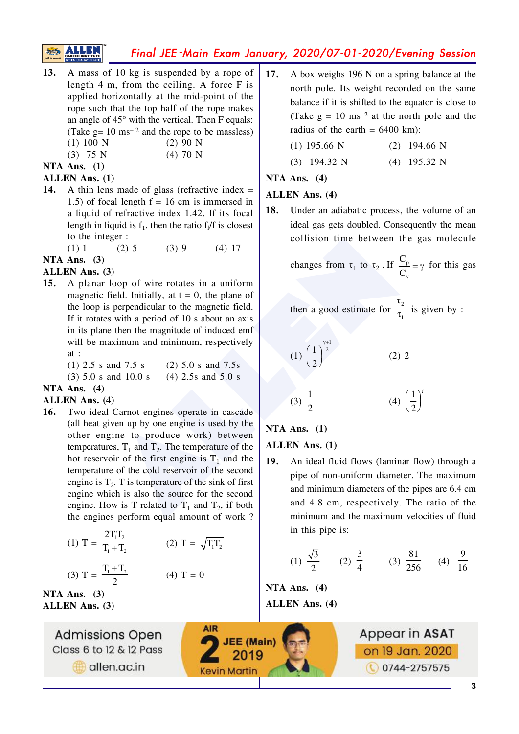**13.** A mass of 10 kg is suspended by a rope of length 4 m, from the ceiling. A force F is applied horizontally at the mid-point of the rope such that the top half of the rope makes an angle of 45° with the vertical. Then F equals: (Take g= 10 $ms^{-2}$ and the rope to be massless)

(1) 100 N (2) 90 N

(3) 75 N (4) 70 N

**NTA Ans. (1)**

**ALLEN Ans. (1)**

**14.** A thin lens made of glass (refractive index = 1.5) of focal length f = 16 cm is immersed in a liquid of refractive index 1.42. If its focal length in liquid is $f_1$, then the ratio $f_1/f$ is closest to the integer :

(1) 1 (2) 5 (3) 9 (4) 17

**NTA Ans. (3)**

**ALLEN Ans. (3)**

**15.** A planar loop of wire rotates in a uniform magnetic field. Initially, at t = 0, the plane of the loop is perpendicular to the magnetic field. If it rotates with a period of 10 s about an axis in its plane then the magnitude of induced emf will be maximum and minimum, respectively at :

(1) 2.5 s and 7.5 s (2) 5.0 s and 7.5s

(3) 5.0 s and 10.0 s (4) 2.5s and 5.0 s

**NTA Ans. (4)**

**ALLEN Ans. (4)**

**16.** Two ideal Carnot engines operate in cascade (all heat given up by one engine is used by the other engine to produce work) between temperatures, $T_1$ and $T_2$. The temperature of the hot reservoir of the first engine is $T_1$ and the temperature of the cold reservoir of the second engine is $T_2$. T is temperature of the sink of first engine which is also the source for the second engine. How is T related to $T_1$ and $T_2$, if both the engines perform equal amount of work ?

(1) $T = \dfrac{2T_1T_2}{T_1+T_2}$ (2) $T = \sqrt{T_1T_2}$

(3) $T = \dfrac{T_1+T_2}{2}$ (4) T = 0

**NTA Ans. (3)**

**ALLEN Ans. (3)**

**17.** A box weighs 196 N on a spring balance at the north pole. Its weight recorded on the same balance if it is shifted to the equator is close to (Take g = 10 $ms^{-2}$ at the north pole and the radius of the earth = 6400 km):

(1) 195.66 N (2) 194.66 N

(3) 194.32 N (4) 195.32 N

**NTA Ans. (4)**

**ALLEN Ans. (4)**

**18.** Under an adiabatic process, the volume of an ideal gas gets doubled. Consequently the mean collision time between the gas molecule changes from $\tau_1$ to $\tau_2$. If $\dfrac{C_p}{C_v} = \gamma$ for this gas then a good estimate for $\dfrac{\tau_2}{\tau_1}$ is given by :

(1) $\left(\dfrac{1}{2}\right)^{\frac{\gamma+1}{2}}$ (2) 2

(3) $\dfrac{1}{2}$ (4) $\left(\dfrac{1}{2}\right)^{\gamma}$

**NTA Ans. (1)**

**ALLEN Ans. (1)**

**19.** An ideal fluid flows (laminar flow) through a pipe of non-uniform diameter. The maximum and minimum diameters of the pipes are 6.4 cm and 4.8 cm, respectively. The ratio of the minimum and the maximum velocities of fluid in this pipe is:

(1) $\dfrac{\sqrt{3}}{2}$ (2) $\dfrac{3}{4}$ (3) $\dfrac{81}{256}$ (4) $\dfrac{9}{16}$

**NTA Ans. (4)**

**ALLEN Ans. (4)**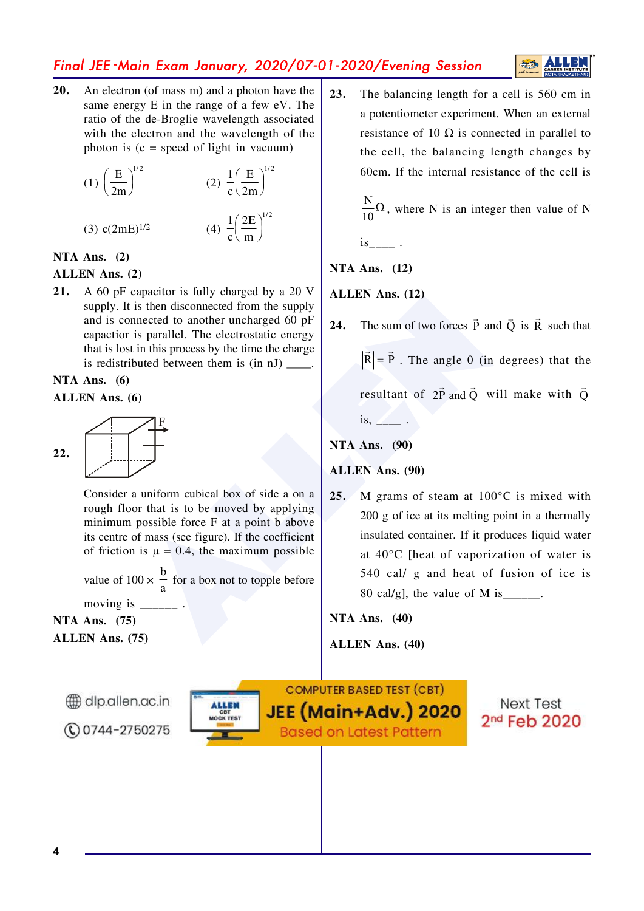**20.** An electron (of mass m) and a photon have the same energy E in the range of a few eV. The ratio of the de-Broglie wavelength associated with the electron and the wavelength of the photon is (c = speed of light in vacuum)

(1) $\left(\frac{E}{2m}\right)^{1/2}$ (2) $\frac{1}{c}\left(\frac{E}{2m}\right)^{1/2}$

(3) $c(2mE)^{1/2}$ (4) $\frac{1}{c}\left(\frac{2E}{m}\right)^{1/2}$

**NTA Ans. (2)**

**ALLEN Ans. (2)**

**21.** A 60 pF capacitor is fully charged by a 20 V supply. It is then disconnected from the supply and is connected to another uncharged 60 pF capactior is parallel. The electrostatic energy that is lost in this process by the time the charge is redistributed between them is (in nJ) ____.

**NTA Ans. (6)**

**ALLEN Ans. (6)**

**22.**

F

Consider a uniform cubical box of side a on a rough floor that is to be moved by applying minimum possible force F at a point b above its centre of mass (see figure). If the coefficient of friction is $\mu = 0.4$, the maximum possible value of $100 \times \frac{b}{a}$ for a box not to topple before moving is ______ .

**NTA Ans. (75)**

**ALLEN Ans. (75)**

**23.** The balancing length for a cell is 560 cm in a potentiometer experiment. When an external resistance of 10 Ω is connected in parallel to the cell, the balancing length changes by 60cm. If the internal resistance of the cell is $\frac{N}{10}\Omega$, where N is an integer then value of N is____ .

**NTA Ans. (12)**

**ALLEN Ans. (12)**

**24.** The sum of two forces $\vec{P}$ and $\vec{Q}$ is $\vec{R}$ such that $|\vec{R}| = |\vec{P}|$. The angle θ (in degrees) that the resultant of $2\vec{P}$ and $\vec{Q}$ will make with $\vec{Q}$ is, ____ .

**NTA Ans. (90)**

**ALLEN Ans. (90)**

**25.** M grams of steam at 100°C is mixed with 200 g of ice at its melting point in a thermally insulated container. If it produces liquid water at 40°C [heat of vaporization of water is 540 cal/ g and heat of fusion of ice is 80 cal/g], the value of M is______.

**NTA Ans. (40)**

**ALLEN Ans. (40)**